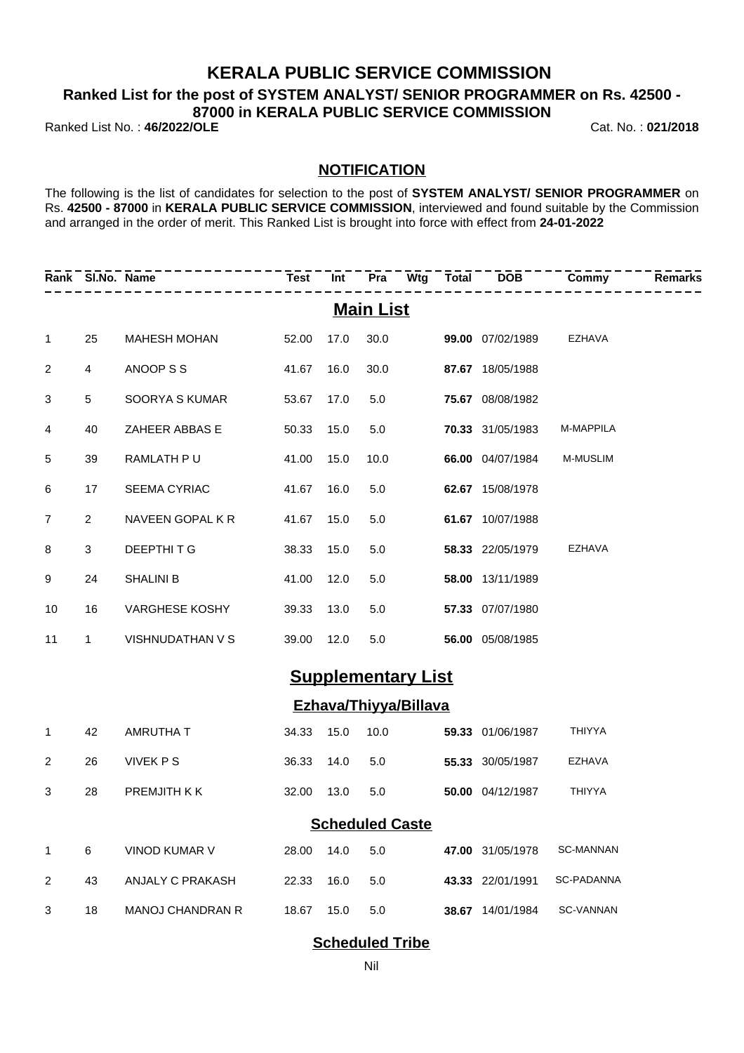# KERALA PUBLIC SERVICE COMMISSION

## Ranked List for the post of SYSTEM ANALYST/ SENIOR PROGRAMMER on Rs. 42500 - 87000 in KERALA PUBLIC SERVICE COMMISSION

Ranked List No. : **46/2022/OLE** Cat. No. : **021/2018**

### NOTIFICATION

The following is the list of candidates for selection to the post of **SYSTEM ANALYST/ SENIOR PROGRAMMER** on Rs. **42500 - 87000** in **KERALA PUBLIC SERVICE COMMISSION**, interviewed and found suitable by the Commission and arranged in the order of merit. This Ranked List is brought into force with effect from **24-01-2022**

| Rank | Sl.No. | Name | Test | Int | Pra | Wtg | Total | DOB | Commy | Remarks |
|---|---|---|---|---|---|---|---|---|---|---|
| | | | | | **Main List** | | | | | |
| 1 | 25 | MAHESH MOHAN | 52.00 | 17.0 | 30.0 | | **99.00** | 07/02/1989 | EZHAVA | |
| 2 | 4 | ANOOP S S | 41.67 | 16.0 | 30.0 | | **87.67** | 18/05/1988 | | |
| 3 | 5 | SOORYA S KUMAR | 53.67 | 17.0 | 5.0 | | **75.67** | 08/08/1982 | | |
| 4 | 40 | ZAHEER ABBAS E | 50.33 | 15.0 | 5.0 | | **70.33** | 31/05/1983 | M-MAPPILA | |
| 5 | 39 | RAMLATH P U | 41.00 | 15.0 | 10.0 | | **66.00** | 04/07/1984 | M-MUSLIM | |
| 6 | 17 | SEEMA CYRIAC | 41.67 | 16.0 | 5.0 | | **62.67** | 15/08/1978 | | |
| 7 | 2 | NAVEEN GOPAL K R | 41.67 | 15.0 | 5.0 | | **61.67** | 10/07/1988 | | |
| 8 | 3 | DEEPTHI T G | 38.33 | 15.0 | 5.0 | | **58.33** | 22/05/1979 | EZHAVA | |
| 9 | 24 | SHALINI B | 41.00 | 12.0 | 5.0 | | **58.00** | 13/11/1989 | | |
| 10 | 16 | VARGHESE KOSHY | 39.33 | 13.0 | 5.0 | | **57.33** | 07/07/1980 | | |
| 11 | 1 | VISHNUDATHAN V S | 39.00 | 12.0 | 5.0 | | **56.00** | 05/08/1985 | | |
| | | | | | **Supplementary List** | | | | | |
| | | | | | **Ezhava/Thiyya/Billava** | | | | | |
| 1 | 42 | AMRUTHA T | 34.33 | 15.0 | 10.0 | | **59.33** | 01/06/1987 | THIYYA | |
| 2 | 26 | VIVEK P S | 36.33 | 14.0 | 5.0 | | **55.33** | 30/05/1987 | EZHAVA | |
| 3 | 28 | PREMJITH K K | 32.00 | 13.0 | 5.0 | | **50.00** | 04/12/1987 | THIYYA | |
| | | | | | **Scheduled Caste** | | | | | |
| 1 | 6 | VINOD KUMAR V | 28.00 | 14.0 | 5.0 | | **47.00** | 31/05/1978 | SC-MANNAN | |
| 2 | 43 | ANJALY C PRAKASH | 22.33 | 16.0 | 5.0 | | **43.33** | 22/01/1991 | SC-PADANNA | |
| 3 | 18 | MANOJ CHANDRAN R | 18.67 | 15.0 | 5.0 | | **38.67** | 14/01/1984 | SC-VANNAN | |
| | | | | | **Scheduled Tribe** | | | | | |
| | | | | | Nil | | | | | |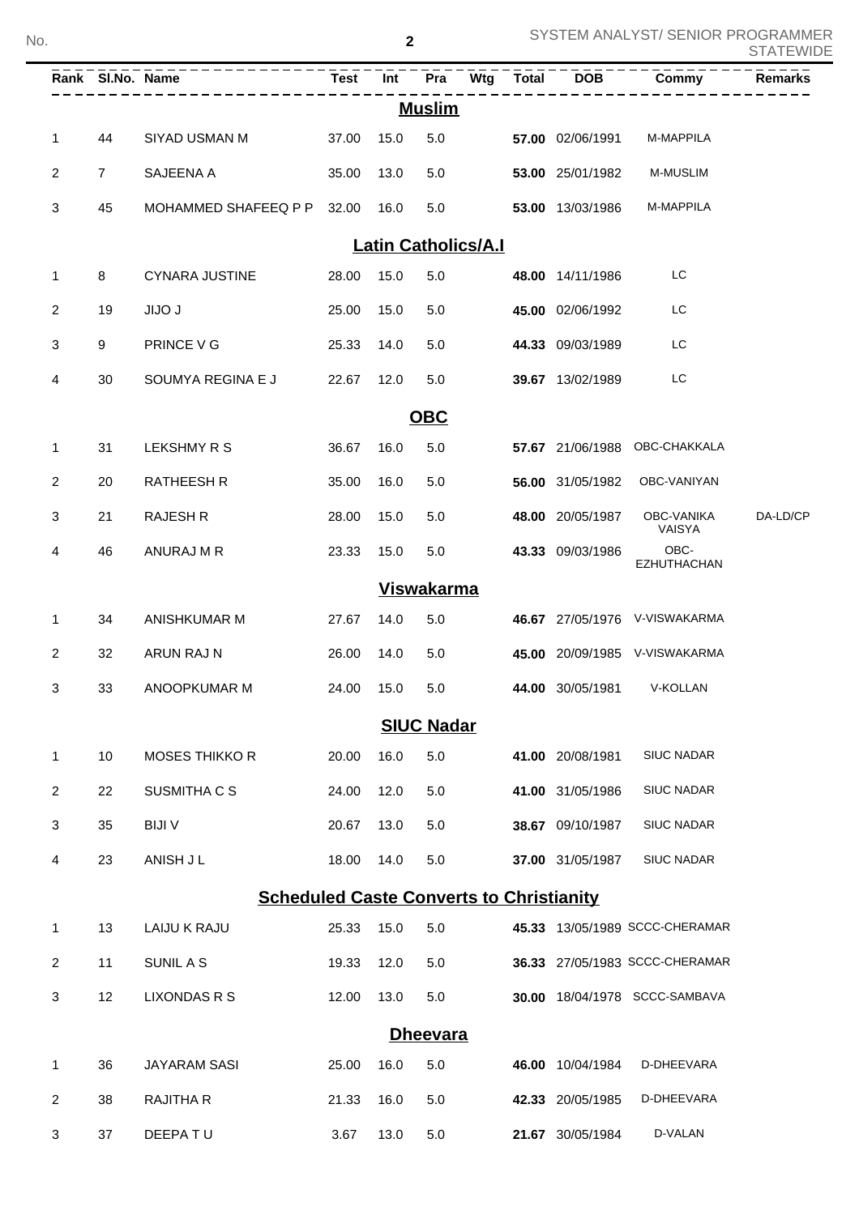SYSTEM ANALYST/ SENIOR PROGRAMMER STATEWIDE

| Rank | Sl.No. | Name | Test | Int | Pra | Wtg | Total | DOB | Commy | Remarks |
|---|---|---|---|---|---|---|---|---|---|---|
| | | | | | **Muslim** | | | | | |
| 1 | 44 | SIYAD USMAN M | 37.00 | 15.0 | 5.0 | | **57.00** | 02/06/1991 | M-MAPPILA | |
| 2 | 7 | SAJEENA A | 35.00 | 13.0 | 5.0 | | **53.00** | 25/01/1982 | M-MUSLIM | |
| 3 | 45 | MOHAMMED SHAFEEQ P P | 32.00 | 16.0 | 5.0 | | **53.00** | 13/03/1986 | M-MAPPILA | |
| | | | | | **Latin Catholics/A.I** | | | | | |
| 1 | 8 | CYNARA JUSTINE | 28.00 | 15.0 | 5.0 | | **48.00** | 14/11/1986 | LC | |
| 2 | 19 | JIJO J | 25.00 | 15.0 | 5.0 | | **45.00** | 02/06/1992 | LC | |
| 3 | 9 | PRINCE V G | 25.33 | 14.0 | 5.0 | | **44.33** | 09/03/1989 | LC | |
| 4 | 30 | SOUMYA REGINA E J | 22.67 | 12.0 | 5.0 | | **39.67** | 13/02/1989 | LC | |
| | | | | | **OBC** | | | | | |
| 1 | 31 | LEKSHMY R S | 36.67 | 16.0 | 5.0 | | **57.67** | 21/06/1988 | OBC-CHAKKALA | |
| 2 | 20 | RATHEESH R | 35.00 | 16.0 | 5.0 | | **56.00** | 31/05/1982 | OBC-VANIYAN | |
| 3 | 21 | RAJESH R | 28.00 | 15.0 | 5.0 | | **48.00** | 20/05/1987 | OBC-VANIKA VAISYA | DA-LD/CP |
| 4 | 46 | ANURAJ M R | 23.33 | 15.0 | 5.0 | | **43.33** | 09/03/1986 | OBC-EZHUTHACHAN | |
| | | | | | **Viswakarma** | | | | | |
| 1 | 34 | ANISHKUMAR M | 27.67 | 14.0 | 5.0 | | **46.67** | 27/05/1976 | V-VISWAKARMA | |
| 2 | 32 | ARUN RAJ N | 26.00 | 14.0 | 5.0 | | **45.00** | 20/09/1985 | V-VISWAKARMA | |
| 3 | 33 | ANOOPKUMAR M | 24.00 | 15.0 | 5.0 | | **44.00** | 30/05/1981 | V-KOLLAN | |
| | | | | | **SIUC Nadar** | | | | | |
| 1 | 10 | MOSES THIKKO R | 20.00 | 16.0 | 5.0 | | **41.00** | 20/08/1981 | SIUC NADAR | |
| 2 | 22 | SUSMITHA C S | 24.00 | 12.0 | 5.0 | | **41.00** | 31/05/1986 | SIUC NADAR | |
| 3 | 35 | BIJI V | 20.67 | 13.0 | 5.0 | | **38.67** | 09/10/1987 | SIUC NADAR | |
| 4 | 23 | ANISH J L | 18.00 | 14.0 | 5.0 | | **37.00** | 31/05/1987 | SIUC NADAR | |
| | | | | | **Scheduled Caste Converts to Christianity** | | | | | |
| 1 | 13 | LAIJU K RAJU | 25.33 | 15.0 | 5.0 | | **45.33** | 13/05/1989 | SCCC-CHERAMAR | |
| 2 | 11 | SUNIL A S | 19.33 | 12.0 | 5.0 | | **36.33** | 27/05/1983 | SCCC-CHERAMAR | |
| 3 | 12 | LIXONDAS R S | 12.00 | 13.0 | 5.0 | | **30.00** | 18/04/1978 | SCCC-SAMBAVA | |
| | | | | | **Dheevara** | | | | | |
| 1 | 36 | JAYARAM SASI | 25.00 | 16.0 | 5.0 | | **46.00** | 10/04/1984 | D-DHEEVARA | |
| 2 | 38 | RAJITHA R | 21.33 | 16.0 | 5.0 | | **42.33** | 20/05/1985 | D-DHEEVARA | |
| 3 | 37 | DEEPA T U | 3.67 | 13.0 | 5.0 | | **21.67** | 30/05/1984 | D-VALAN | |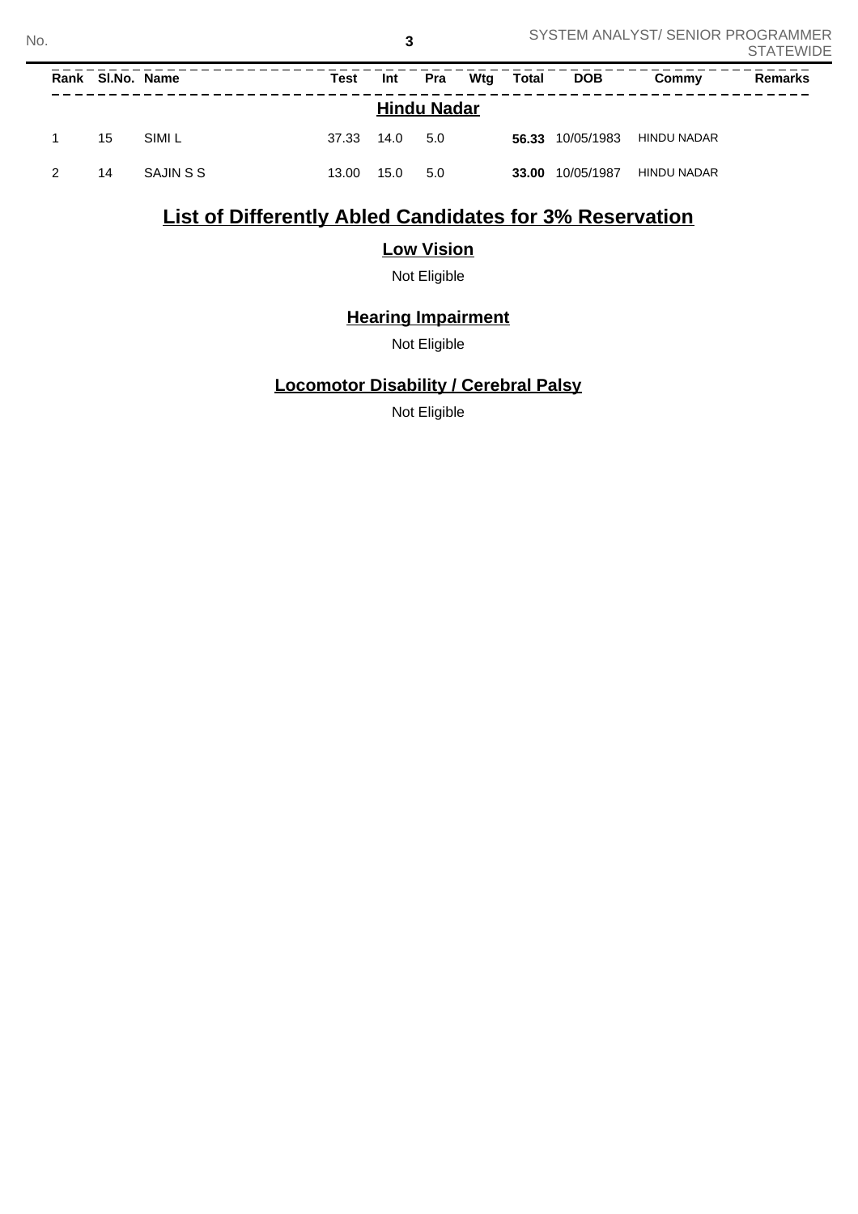| Rank | Sl.No. | Name | Test | Int | Pra | Wtg | Total | DOB | Commy | Remarks |
|---|---|---|---|---|---|---|---|---|---|---|
| **Hindu Nadar** | | | | | | | | | | |
| 1 | 15 | SIMI L | 37.33 | 14.0 | 5.0 | | **56.33** | 10/05/1983 | HINDU NADAR | |
| 2 | 14 | SAJIN S S | 13.00 | 15.0 | 5.0 | | **33.00** | 10/05/1987 | HINDU NADAR | |

## List of Differently Abled Candidates for 3% Reservation

### Low Vision

Not Eligible

### Hearing Impairment

Not Eligible

### Locomotor Disability / Cerebral Palsy

Not Eligible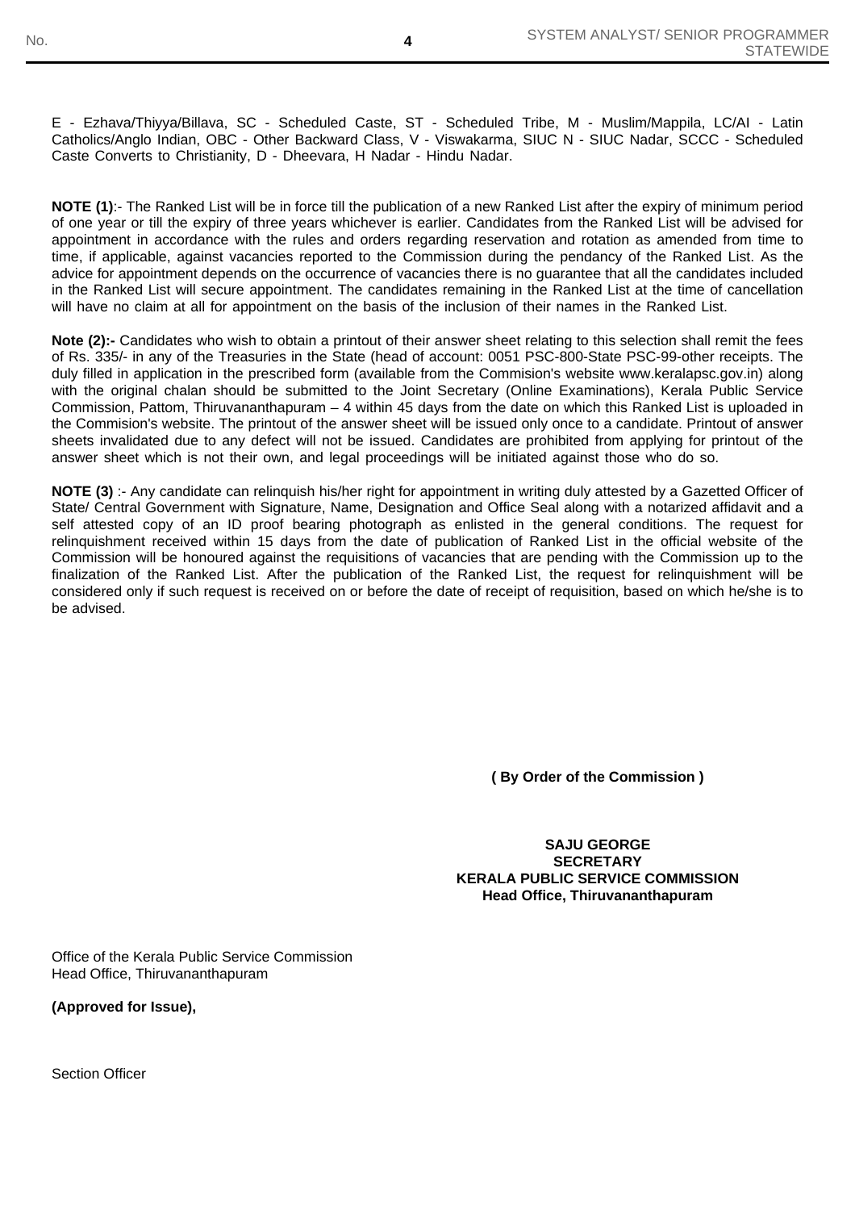E - Ezhava/Thiyya/Billava, SC - Scheduled Caste, ST - Scheduled Tribe, M - Muslim/Mappila, LC/AI - Latin Catholics/Anglo Indian, OBC - Other Backward Class, V - Viswakarma, SIUC N - SIUC Nadar, SCCC - Scheduled Caste Converts to Christianity, D - Dheevara, H Nadar - Hindu Nadar.

**NOTE (1)**:- The Ranked List will be in force till the publication of a new Ranked List after the expiry of minimum period of one year or till the expiry of three years whichever is earlier. Candidates from the Ranked List will be advised for appointment in accordance with the rules and orders regarding reservation and rotation as amended from time to time, if applicable, against vacancies reported to the Commission during the pendancy of the Ranked List. As the advice for appointment depends on the occurrence of vacancies there is no guarantee that all the candidates included in the Ranked List will secure appointment. The candidates remaining in the Ranked List at the time of cancellation will have no claim at all for appointment on the basis of the inclusion of their names in the Ranked List.

**Note (2):-** Candidates who wish to obtain a printout of their answer sheet relating to this selection shall remit the fees of Rs. 335/- in any of the Treasuries in the State (head of account: 0051 PSC-800-State PSC-99-other receipts. The duly filled in application in the prescribed form (available from the Commision's website www.keralapsc.gov.in) along with the original chalan should be submitted to the Joint Secretary (Online Examinations), Kerala Public Service Commission, Pattom, Thiruvananthapuram – 4 within 45 days from the date on which this Ranked List is uploaded in the Commision's website. The printout of the answer sheet will be issued only once to a candidate. Printout of answer sheets invalidated due to any defect will not be issued. Candidates are prohibited from applying for printout of the answer sheet which is not their own, and legal proceedings will be initiated against those who do so.

**NOTE (3)** :- Any candidate can relinquish his/her right for appointment in writing duly attested by a Gazetted Officer of State/ Central Government with Signature, Name, Designation and Office Seal along with a notarized affidavit and a self attested copy of an ID proof bearing photograph as enlisted in the general conditions. The request for relinquishment received within 15 days from the date of publication of Ranked List in the official website of the Commission will be honoured against the requisitions of vacancies that are pending with the Commission up to the finalization of the Ranked List. After the publication of the Ranked List, the request for relinquishment will be considered only if such request is received on or before the date of receipt of requisition, based on which he/she is to be advised.

**( By Order of the Commission )**

**SAJU GEORGE**
**SECRETARY**
**KERALA PUBLIC SERVICE COMMISSION**
**Head Office, Thiruvananthapuram**

Office of the Kerala Public Service Commission
Head Office, Thiruvananthapuram

**(Approved for Issue),**

Section Officer